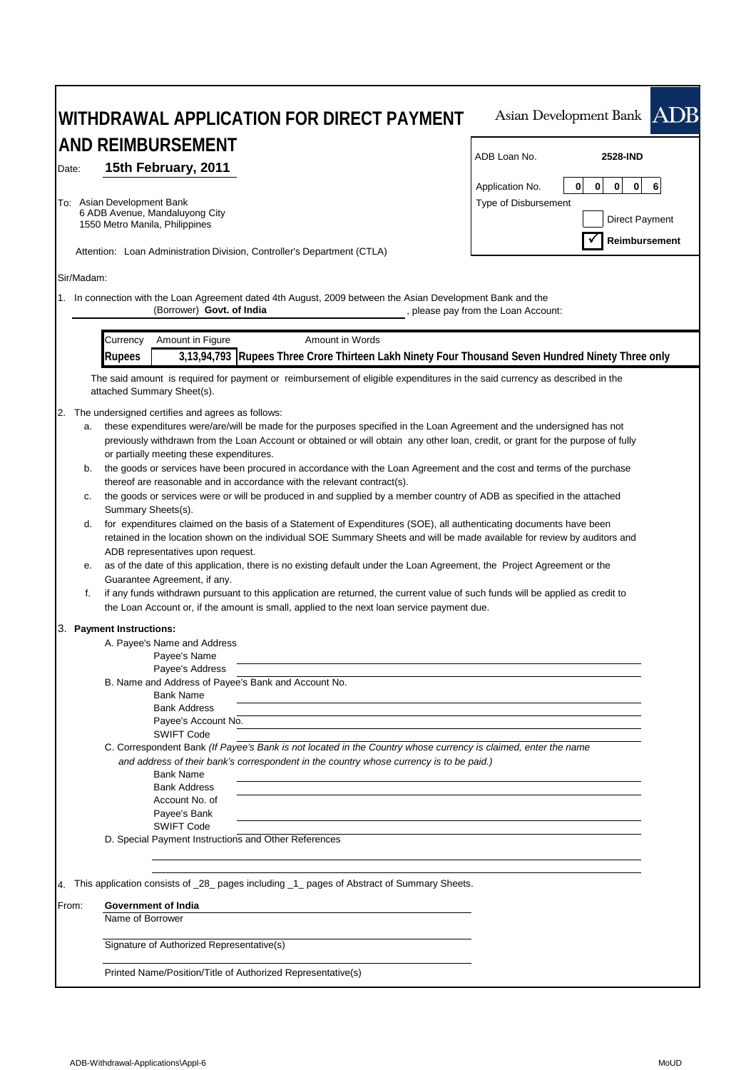# WITHDRAWAL APPLICATION FOR DIRECT PAYMENT AND REIMBURSEMENT

Asian Development Bank **ADB**

| | |
|---|---|
| ADB Loan No. | **2528-IND** |
| Application No. | 0 0 0 0 6 |
| Type of Disbursement | ☐ Direct Payment |
| | ☑ **Reimbursement** |

Date: **15th February, 2011**

To: Asian Development Bank
6 ADB Avenue, Mandaluyong City
1550 Metro Manila, Philippines

Attention: Loan Administration Division, Controller's Department (CTLA)

Sir/Madam:

1. In connection with the Loan Agreement dated 4th August, 2009 between the Asian Development Bank and the (Borrower) **Govt. of India**, please pay from the Loan Account:

| Currency | Amount in Figure | Amount in Words |
|---|---|---|
| **Rupees** | **3,13,94,793** | **Rupees Three Crore Thirteen Lakh Ninety Four Thousand Seven Hundred Ninety Three only** |

The said amount is required for payment or reimbursement of eligible expenditures in the said currency as described in the attached Summary Sheet(s).

2. The undersigned certifies and agrees as follows:
   a. these expenditures were/are/will be made for the purposes specified in the Loan Agreement and the undersigned has not previously withdrawn from the Loan Account or obtained or will obtain any other loan, credit, or grant for the purpose of fully or partially meeting these expenditures.
   b. the goods or services have been procured in accordance with the Loan Agreement and the cost and terms of the purchase thereof are reasonable and in accordance with the relevant contract(s).
   c. the goods or services were or will be produced in and supplied by a member country of ADB as specified in the attached Summary Sheets(s).
   d. for expenditures claimed on the basis of a Statement of Expenditures (SOE), all authenticating documents have been retained in the location shown on the individual SOE Summary Sheets and will be made available for review by auditors and ADB representatives upon request.
   e. as of the date of this application, there is no existing default under the Loan Agreement, the Project Agreement or the Guarantee Agreement, if any.
   f. if any funds withdrawn pursuant to this application are returned, the current value of such funds will be applied as credit to the Loan Account or, if the amount is small, applied to the next loan service payment due.

3. **Payment Instructions:**
   - A. Payee's Name and Address
     - Payee's Name
     - Payee's Address
   - B. Name and Address of Payee's Bank and Account No.
     - Bank Name
     - Bank Address
     - Payee's Account No.
     - SWIFT Code
   - C. Correspondent Bank *(If Payee's Bank is not located in the Country whose currency is claimed, enter the name and address of their bank's correspondent in the country whose currency is to be paid.)*
     - Bank Name
     - Bank Address
     - Account No. of Payee's Bank
     - SWIFT Code
   - D. Special Payment Instructions and Other References

4. This application consists of _28_ pages including _1_ pages of Abstract of Summary Sheets.

From: **Government of India**
Name of Borrower

Signature of Authorized Representative(s)

Printed Name/Position/Title of Authorized Representative(s)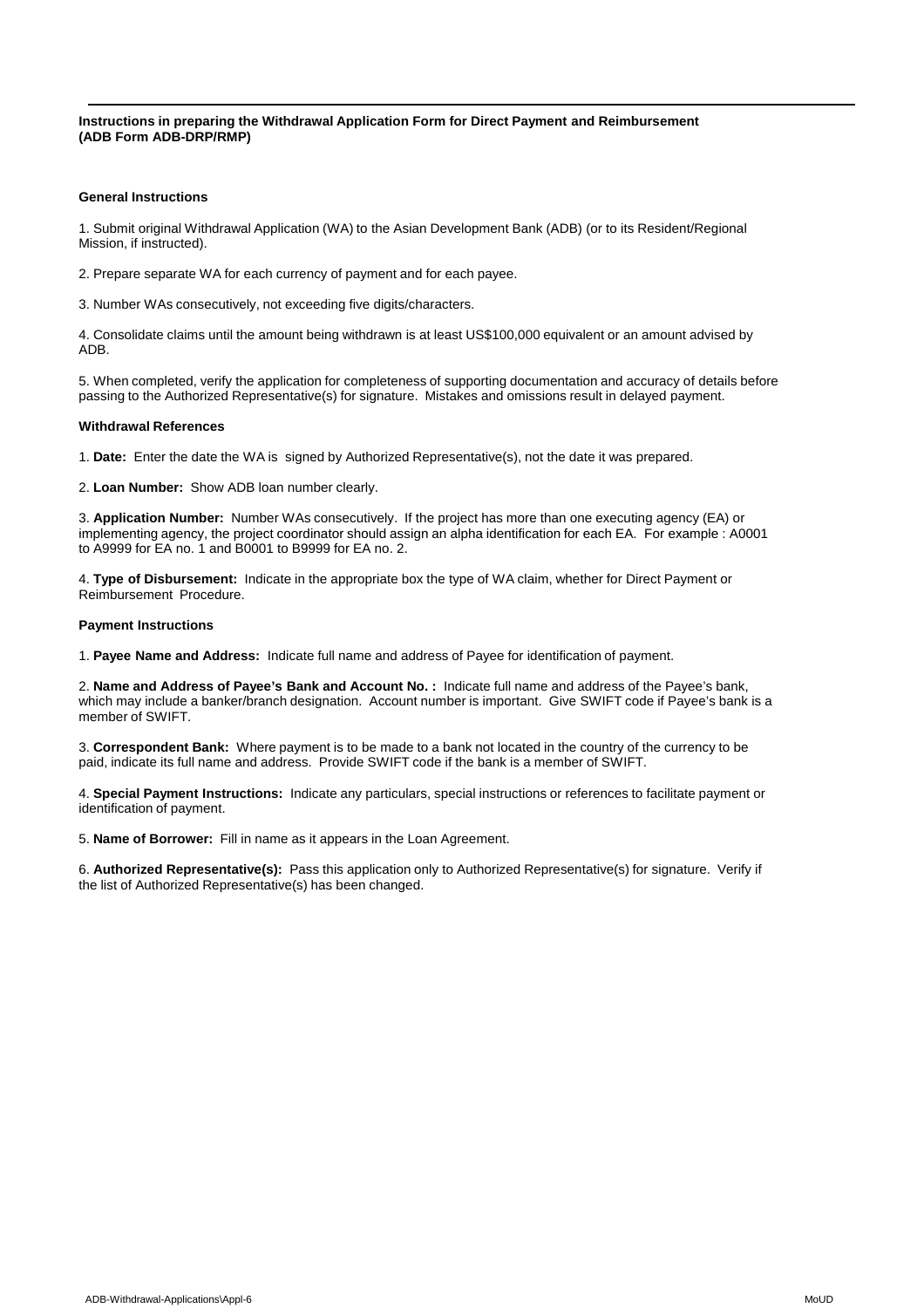**Instructions in preparing the Withdrawal Application Form for Direct Payment and Reimbursement (ADB Form ADB-DRP/RMP)**

**General Instructions**

1. Submit original Withdrawal Application (WA) to the Asian Development Bank (ADB) (or to its Resident/Regional Mission, if instructed).

2. Prepare separate WA for each currency of payment and for each payee.

3. Number WAs consecutively, not exceeding five digits/characters.

4. Consolidate claims until the amount being withdrawn is at least US$100,000 equivalent or an amount advised by ADB.

5. When completed, verify the application for completeness of supporting documentation and accuracy of details before passing to the Authorized Representative(s) for signature. Mistakes and omissions result in delayed payment.

**Withdrawal References**

1. **Date:** Enter the date the WA is signed by Authorized Representative(s), not the date it was prepared.

2. **Loan Number:** Show ADB loan number clearly.

3. **Application Number:** Number WAs consecutively. If the project has more than one executing agency (EA) or implementing agency, the project coordinator should assign an alpha identification for each EA. For example : A0001 to A9999 for EA no. 1 and B0001 to B9999 for EA no. 2.

4. **Type of Disbursement:** Indicate in the appropriate box the type of WA claim, whether for Direct Payment or Reimbursement Procedure.

**Payment Instructions**

1. **Payee Name and Address:** Indicate full name and address of Payee for identification of payment.

2. **Name and Address of Payee's Bank and Account No. :** Indicate full name and address of the Payee's bank, which may include a banker/branch designation. Account number is important. Give SWIFT code if Payee's bank is a member of SWIFT.

3. **Correspondent Bank:** Where payment is to be made to a bank not located in the country of the currency to be paid, indicate its full name and address. Provide SWIFT code if the bank is a member of SWIFT.

4. **Special Payment Instructions:** Indicate any particulars, special instructions or references to facilitate payment or identification of payment.

5. **Name of Borrower:** Fill in name as it appears in the Loan Agreement.

6. **Authorized Representative(s):** Pass this application only to Authorized Representative(s) for signature. Verify if the list of Authorized Representative(s) has been changed.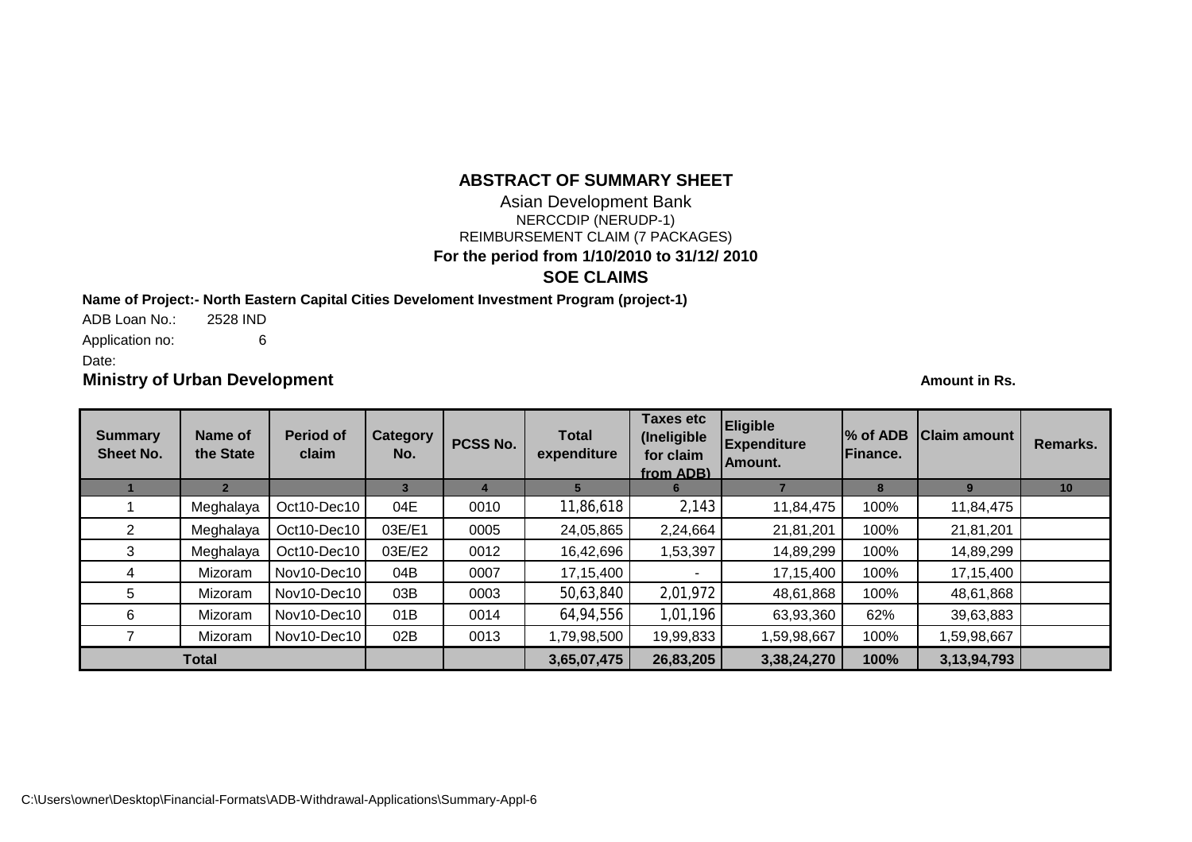## ABSTRACT OF SUMMARY SHEET

Asian Development Bank
NERCCDIP (NERUDP-1)
REIMBURSEMENT CLAIM (7 PACKAGES)

**For the period from 1/10/2010 to 31/12/ 2010**

**SOE CLAIMS**

**Name of Project:- North Eastern Capital Cities Develoment Investment Program (project-1)**

ADB Loan No.: 2528 IND

Application no: 6

Date:

**Ministry of Urban Development** **Amount in Rs.**

| Summary Sheet No. | Name of the State | Period of claim | Category No. | PCSS No. | Total expenditure | Taxes etc (Ineligible for claim from ADB) | Eligible Expenditure Amount. | % of ADB Finance. | Claim amount | Remarks. |
|---|---|---|---|---|---|---|---|---|---|---|
| 1 | 2 | | 3 | 4 | 5 | 6 | 7 | 8 | 9 | 10 |
| 1 | Meghalaya | Oct10-Dec10 | 04E | 0010 | 11,86,618 | 2,143 | 11,84,475 | 100% | 11,84,475 | |
| 2 | Meghalaya | Oct10-Dec10 | 03E/E1 | 0005 | 24,05,865 | 2,24,664 | 21,81,201 | 100% | 21,81,201 | |
| 3 | Meghalaya | Oct10-Dec10 | 03E/E2 | 0012 | 16,42,696 | 1,53,397 | 14,89,299 | 100% | 14,89,299 | |
| 4 | Mizoram | Nov10-Dec10 | 04B | 0007 | 17,15,400 | - | 17,15,400 | 100% | 17,15,400 | |
| 5 | Mizoram | Nov10-Dec10 | 03B | 0003 | 50,63,840 | 2,01,972 | 48,61,868 | 100% | 48,61,868 | |
| 6 | Mizoram | Nov10-Dec10 | 01B | 0014 | 64,94,556 | 1,01,196 | 63,93,360 | 62% | 39,63,883 | |
| 7 | Mizoram | Nov10-Dec10 | 02B | 0013 | 1,79,98,500 | 19,99,833 | 1,59,98,667 | 100% | 1,59,98,667 | |
| **Total** | | | | | **3,65,07,475** | **26,83,205** | **3,38,24,270** | **100%** | **3,13,94,793** | |

C:\Users\owner\Desktop\Financial-Formats\ADB-Withdrawal-Applications\Summary-Appl-6